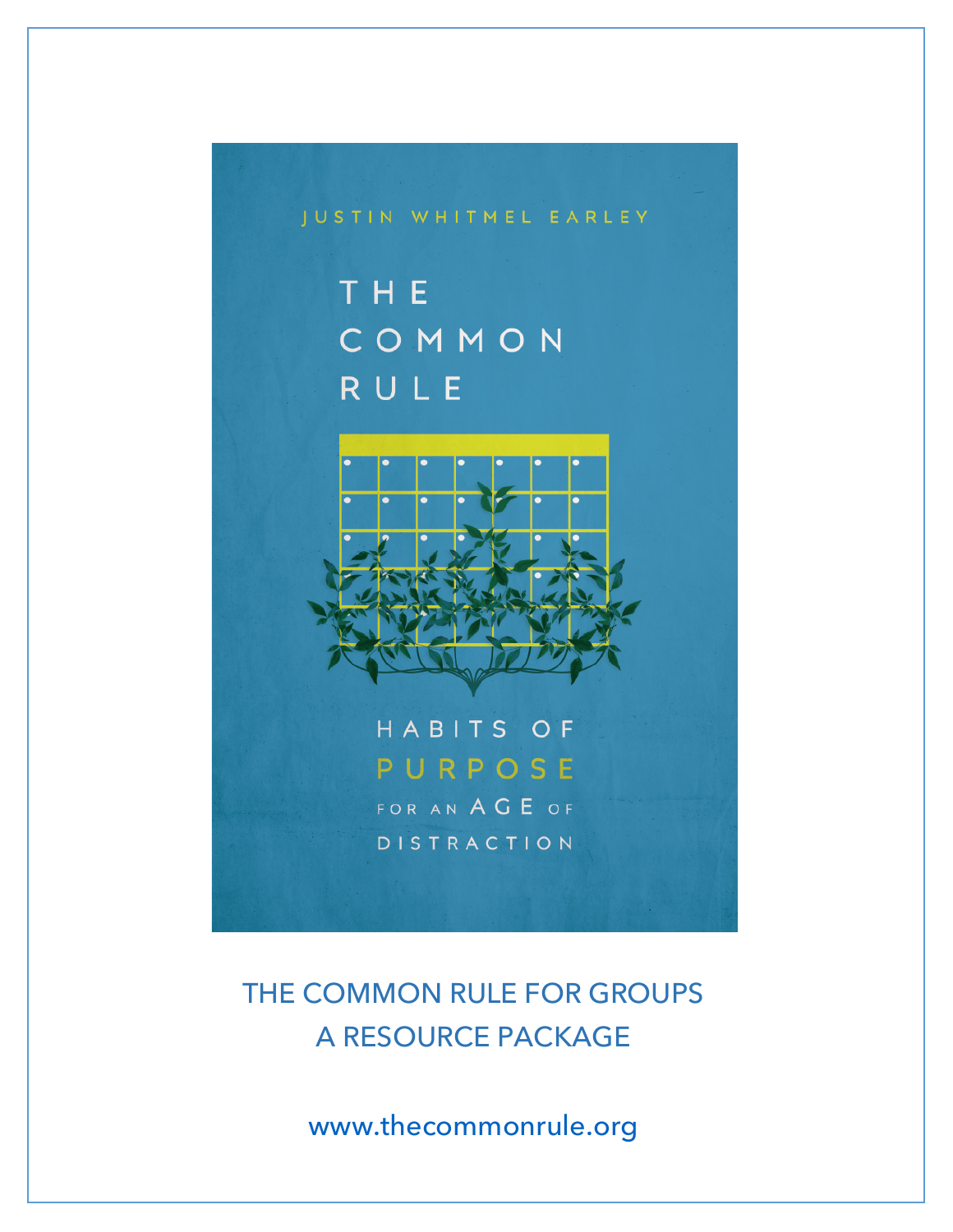JUSTIN WHITMEL EARLEY

# THE COMMON RULE

HABITS OF PURPOSE FOR AN AGE OF DISTRACTION

## THE COMMON RULE FOR GROUPS
## A RESOURCE PACKAGE

www.thecommonrule.org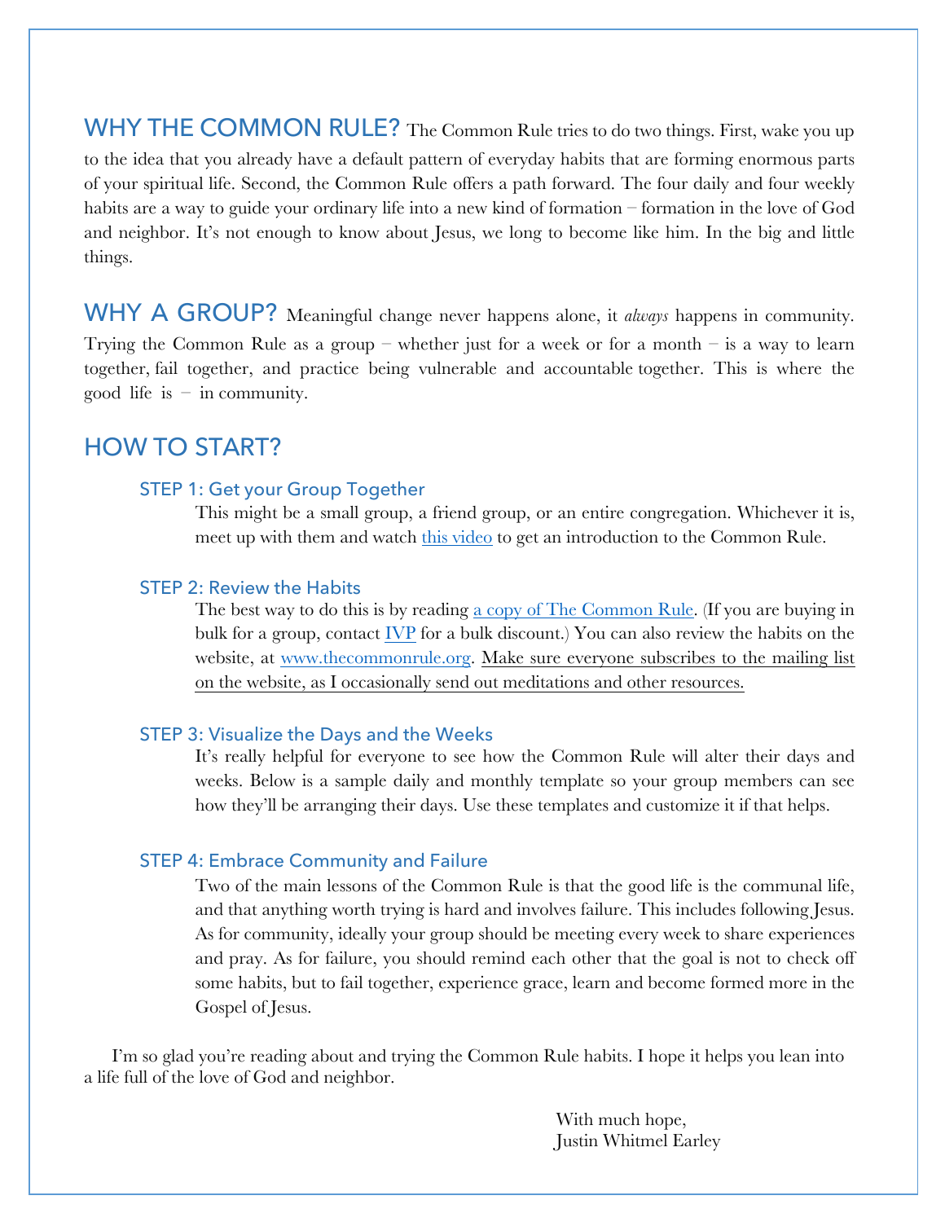**WHY THE COMMON RULE?** The Common Rule tries to do two things. First, wake you up to the idea that you already have a default pattern of everyday habits that are forming enormous parts of your spiritual life. Second, the Common Rule offers a path forward. The four daily and four weekly habits are a way to guide your ordinary life into a new kind of formation – formation in the love of God and neighbor. It's not enough to know about Jesus, we long to become like him. In the big and little things.

**WHY A GROUP?** Meaningful change never happens alone, it *always* happens in community. Trying the Common Rule as a group – whether just for a week or for a month – is a way to learn together, fail together, and practice being vulnerable and accountable together. This is where the good life is – in community.

## HOW TO START?

### STEP 1: Get your Group Together

This might be a small group, a friend group, or an entire congregation. Whichever it is, meet up with them and watch this video to get an introduction to the Common Rule.

### STEP 2: Review the Habits

The best way to do this is by reading a copy of The Common Rule. (If you are buying in bulk for a group, contact IVP for a bulk discount.) You can also review the habits on the website, at www.thecommonrule.org. Make sure everyone subscribes to the mailing list on the website, as I occasionally send out meditations and other resources.

### STEP 3: Visualize the Days and the Weeks

It's really helpful for everyone to see how the Common Rule will alter their days and weeks. Below is a sample daily and monthly template so your group members can see how they'll be arranging their days. Use these templates and customize it if that helps.

### STEP 4: Embrace Community and Failure

Two of the main lessons of the Common Rule is that the good life is the communal life, and that anything worth trying is hard and involves failure. This includes following Jesus. As for community, ideally your group should be meeting every week to share experiences and pray. As for failure, you should remind each other that the goal is not to check off some habits, but to fail together, experience grace, learn and become formed more in the Gospel of Jesus.

I'm so glad you're reading about and trying the Common Rule habits. I hope it helps you lean into a life full of the love of God and neighbor.

With much hope,
Justin Whitmel Earley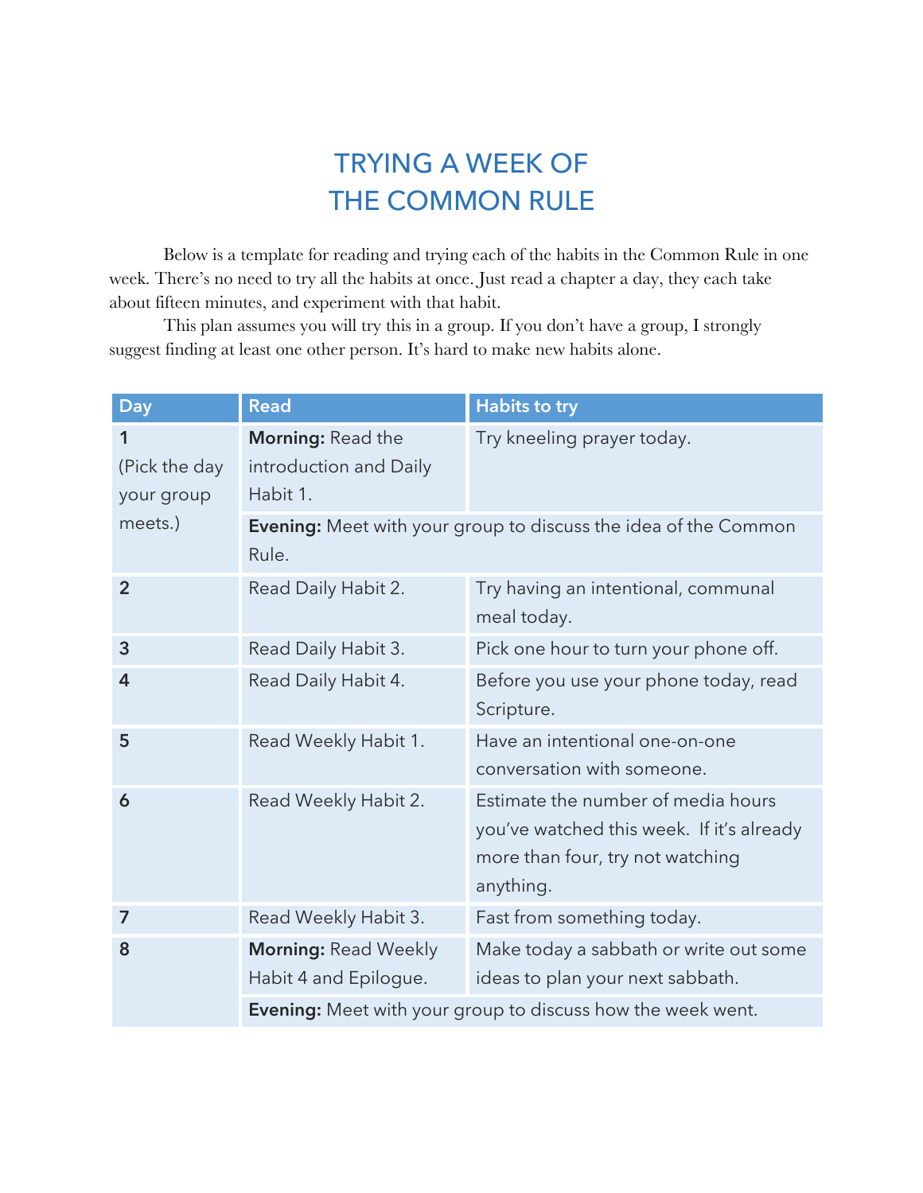# TRYING A WEEK OF THE COMMON RULE

Below is a template for reading and trying each of the habits in the Common Rule in one week. There's no need to try all the habits at once. Just read a chapter a day, they each take about fifteen minutes, and experiment with that habit.

This plan assumes you will try this in a group. If you don't have a group, I strongly suggest finding at least one other person. It's hard to make new habits alone.

| Day | Read | Habits to try |
|---|---|---|
| 1 (Pick the day your group meets.) | **Morning:** Read the introduction and Daily Habit 1. | Try kneeling prayer today. |
| | **Evening:** Meet with your group to discuss the idea of the Common Rule. | |
| 2 | Read Daily Habit 2. | Try having an intentional, communal meal today. |
| 3 | Read Daily Habit 3. | Pick one hour to turn your phone off. |
| 4 | Read Daily Habit 4. | Before you use your phone today, read Scripture. |
| 5 | Read Weekly Habit 1. | Have an intentional one-on-one conversation with someone. |
| 6 | Read Weekly Habit 2. | Estimate the number of media hours you've watched this week. If it's already more than four, try not watching anything. |
| 7 | Read Weekly Habit 3. | Fast from something today. |
| 8 | **Morning:** Read Weekly Habit 4 and Epilogue. | Make today a sabbath or write out some ideas to plan your next sabbath. |
| | **Evening:** Meet with your group to discuss how the week went. | |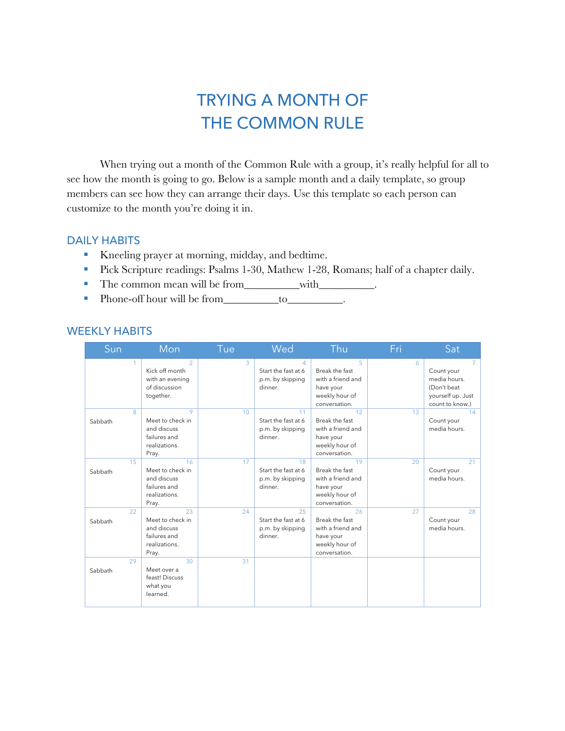# TRYING A MONTH OF THE COMMON RULE

When trying out a month of the Common Rule with a group, it's really helpful for all to see how the month is going to go. Below is a sample month and a daily template, so group members can see how they can arrange their days. Use this template so each person can customize to the month you're doing it in.

## DAILY HABITS

- Kneeling prayer at morning, midday, and bedtime.
- Pick Scripture readings: Psalms 1-30, Mathew 1-28, Romans; half of a chapter daily.
- The common mean will be from__________with__________.
- Phone-off hour will be from__________to__________.

## WEEKLY HABITS

| Sun | Mon | Tue | Wed | Thu | Fri | Sat |
|---|---|---|---|---|---|---|
| 1 | 2 Kick off month with an evening of discussion together. | 3 | 4 Start the fast at 6 p.m. by skipping dinner. | 5 Break the fast with a friend and have your weekly hour of conversation. | 6 | 7 Count your media hours. (Don't beat yourself up. Just count to know.) |
| 8 Sabbath | 9 Meet to check in and discuss failures and realizations. Pray. | 10 | 11 Start the fast at 6 p.m. by skipping dinner. | 12 Break the fast with a friend and have your weekly hour of conversation. | 13 | 14 Count your media hours. |
| 15 Sabbath | 16 Meet to check in and discuss failures and realizations. Pray. | 17 | 18 Start the fast at 6 p.m. by skipping dinner. | 19 Break the fast with a friend and have your weekly hour of conversation. | 20 | 21 Count your media hours. |
| 22 Sabbath | 23 Meet to check in and discuss failures and realizations. Pray. | 24 | 25 Start the fast at 6 p.m. by skipping dinner. | 26 Break the fast with a friend and have your weekly hour of conversation. | 27 | 28 Count your media hours. |
| 29 Sabbath | 30 Meet over a feast! Discuss what you learned. | 31 | | | | |